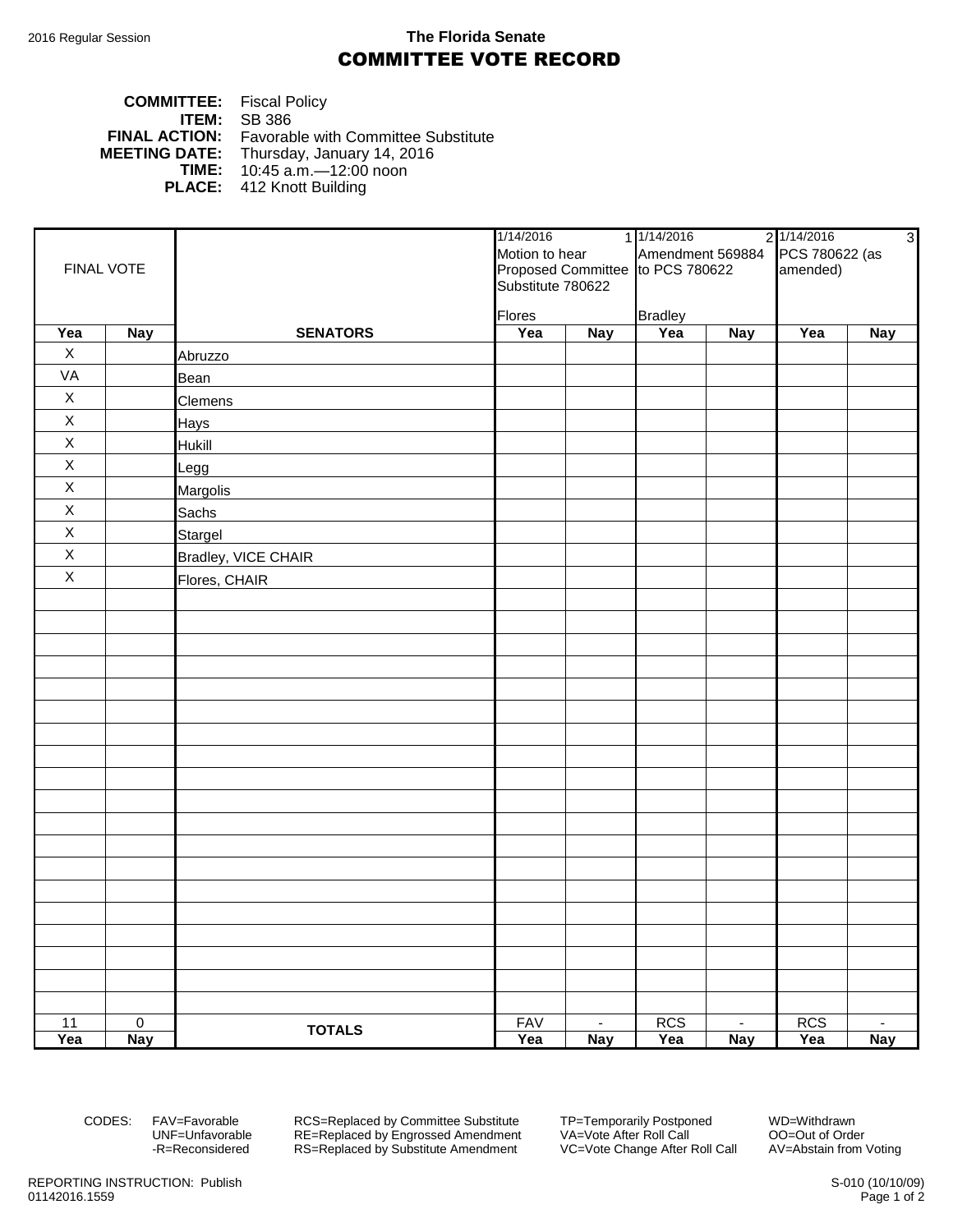2016 Regular Session

**The Florida Senate**

# COMMITTEE VOTE RECORD

**COMMITTEE:** Fiscal Policy
**ITEM:** SB 386
**FINAL ACTION:** Favorable with Committee Substitute
**MEETING DATE:** Thursday, January 14, 2016
**TIME:** 10:45 a.m.—12:00 noon
**PLACE:** 412 Knott Building

| FINAL VOTE | | | 1/14/2016 1 Motion to hear Proposed Committee Substitute 780622 Flores | | 1/14/2016 2 Amendment 569884 to PCS 780622 Bradley | | 1/14/2016 3 PCS 780622 (as amended) | |
|---|---|---|---|---|---|---|---|---|
| **Yea** | **Nay** | **SENATORS** | **Yea** | **Nay** | **Yea** | **Nay** | **Yea** | **Nay** |
| X | | Abruzzo | | | | | | |
| VA | | Bean | | | | | | |
| X | | Clemens | | | | | | |
| X | | Hays | | | | | | |
| X | | Hukill | | | | | | |
| X | | Legg | | | | | | |
| X | | Margolis | | | | | | |
| X | | Sachs | | | | | | |
| X | | Stargel | | | | | | |
| X | | Bradley, VICE CHAIR | | | | | | |
| X | | Flores, CHAIR | | | | | | |
| 11 | 0 | **TOTALS** | FAV | - | RCS | - | RCS | - |
| **Yea** | **Nay** | | **Yea** | **Nay** | **Yea** | **Nay** | **Yea** | **Nay** |

CODES: FAV=Favorable, UNF=Unfavorable, -R=Reconsidered, RCS=Replaced by Committee Substitute, RE=Replaced by Engrossed Amendment, RS=Replaced by Substitute Amendment, TP=Temporarily Postponed, VA=Vote After Roll Call, VC=Vote Change After Roll Call, WD=Withdrawn, OO=Out of Order, AV=Abstain from Voting

REPORTING INSTRUCTION: Publish
01142016.1559

S-010 (10/10/09)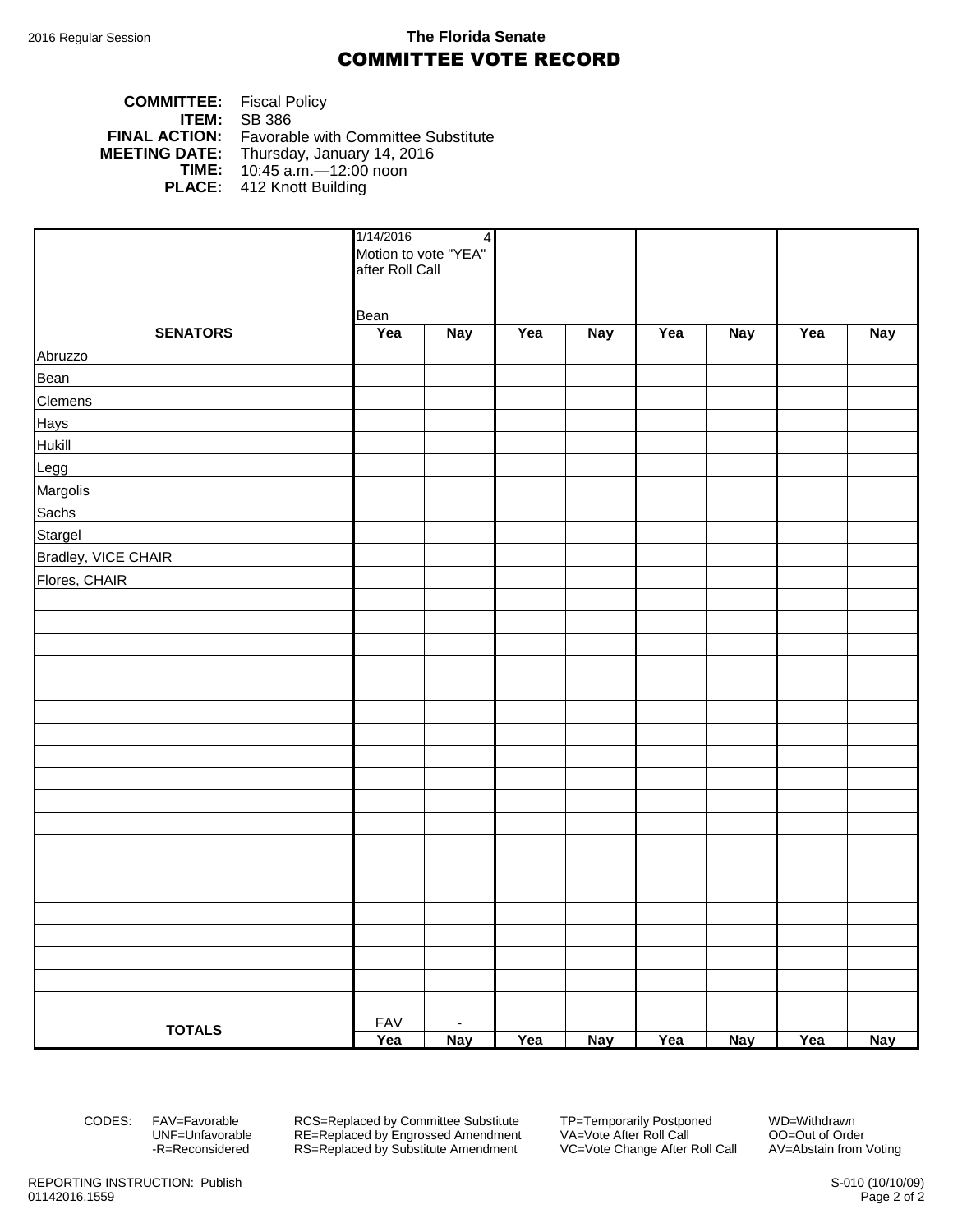2016 Regular Session

## The Florida Senate
# COMMITTEE VOTE RECORD

**COMMITTEE:** Fiscal Policy
**ITEM:** SB 386
**FINAL ACTION:** Favorable with Committee Substitute
**MEETING DATE:** Thursday, January 14, 2016
**TIME:** 10:45 a.m.—12:00 noon
**PLACE:** 412 Knott Building

| | 1/14/2016 4 Motion to vote "YEA" after Roll Call Bean | | | | | | | |
|---|---|---|---|---|---|---|---|---|
| **SENATORS** | **Yea** | **Nay** | **Yea** | **Nay** | **Yea** | **Nay** | **Yea** | **Nay** |
| Abruzzo | | | | | | | | |
| Bean | | | | | | | | |
| Clemens | | | | | | | | |
| Hays | | | | | | | | |
| Hukill | | | | | | | | |
| Legg | | | | | | | | |
| Margolis | | | | | | | | |
| Sachs | | | | | | | | |
| Stargel | | | | | | | | |
| Bradley, VICE CHAIR | | | | | | | | |
| Flores, CHAIR | | | | | | | | |
| **TOTALS** | FAV | - | | | | | | |
| | **Yea** | **Nay** | **Yea** | **Nay** | **Yea** | **Nay** | **Yea** | **Nay** |

CODES: FAV=Favorable, UNF=Unfavorable, -R=Reconsidered, RCS=Replaced by Committee Substitute, RE=Replaced by Engrossed Amendment, RS=Replaced by Substitute Amendment, TP=Temporarily Postponed, VA=Vote After Roll Call, VC=Vote Change After Roll Call, WD=Withdrawn, OO=Out of Order, AV=Abstain from Voting

REPORTING INSTRUCTION: Publish
01142016.1559

S-010 (10/10/09)